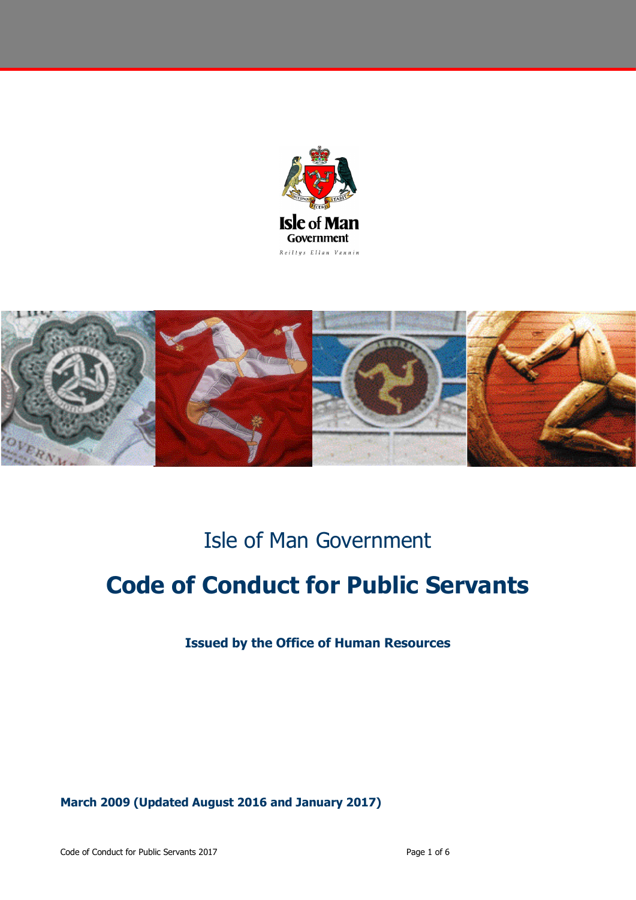Isle of Man Government

# Code of Conduct for Public Servants

**Issued by the Office of Human Resources**

**March 2009 (Updated August 2016 and January 2017)**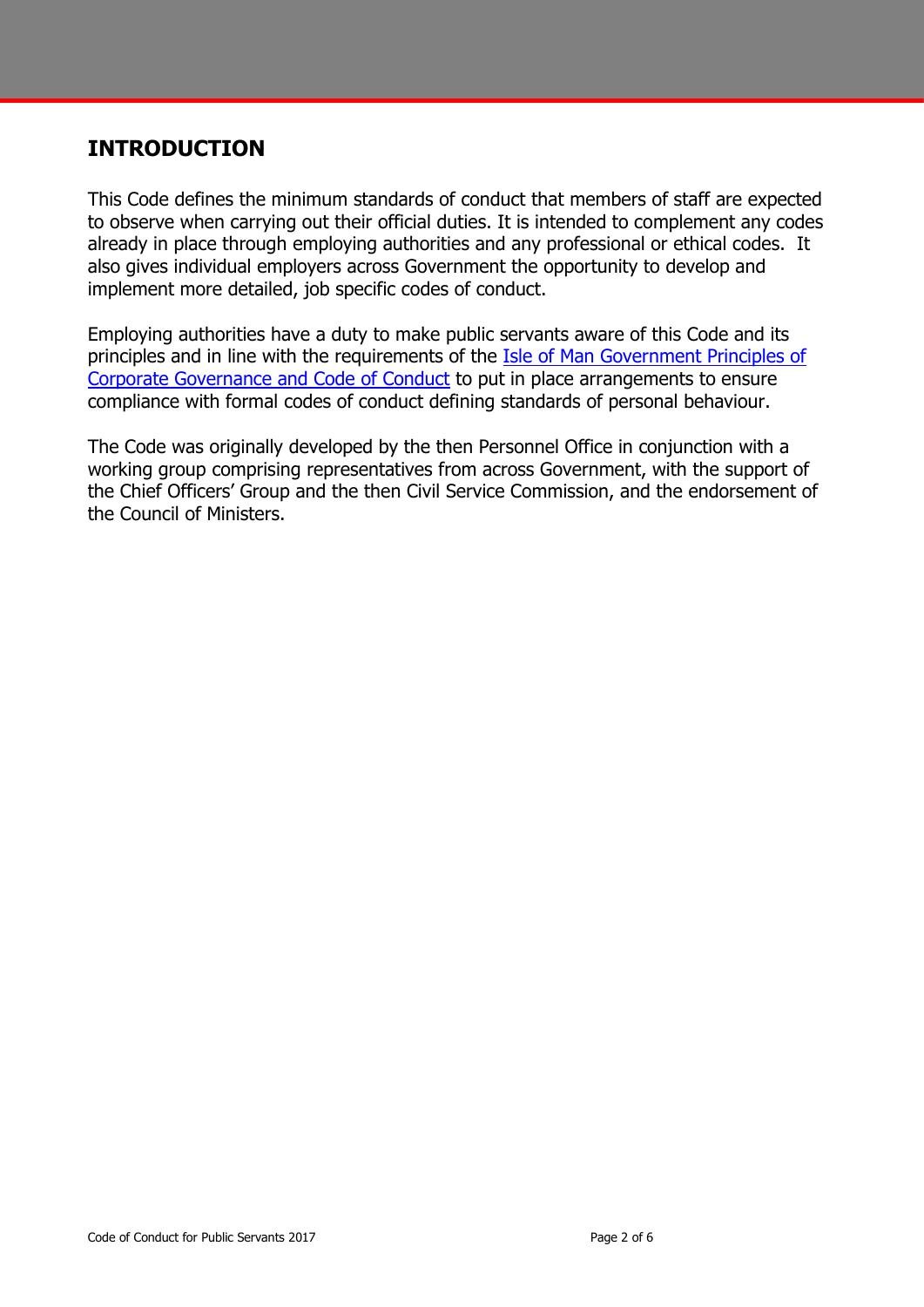## INTRODUCTION

This Code defines the minimum standards of conduct that members of staff are expected to observe when carrying out their official duties. It is intended to complement any codes already in place through employing authorities and any professional or ethical codes. It also gives individual employers across Government the opportunity to develop and implement more detailed, job specific codes of conduct.

Employing authorities have a duty to make public servants aware of this Code and its principles and in line with the requirements of the Isle of Man Government Principles of Corporate Governance and Code of Conduct to put in place arrangements to ensure compliance with formal codes of conduct defining standards of personal behaviour.

The Code was originally developed by the then Personnel Office in conjunction with a working group comprising representatives from across Government, with the support of the Chief Officers' Group and the then Civil Service Commission, and the endorsement of the Council of Ministers.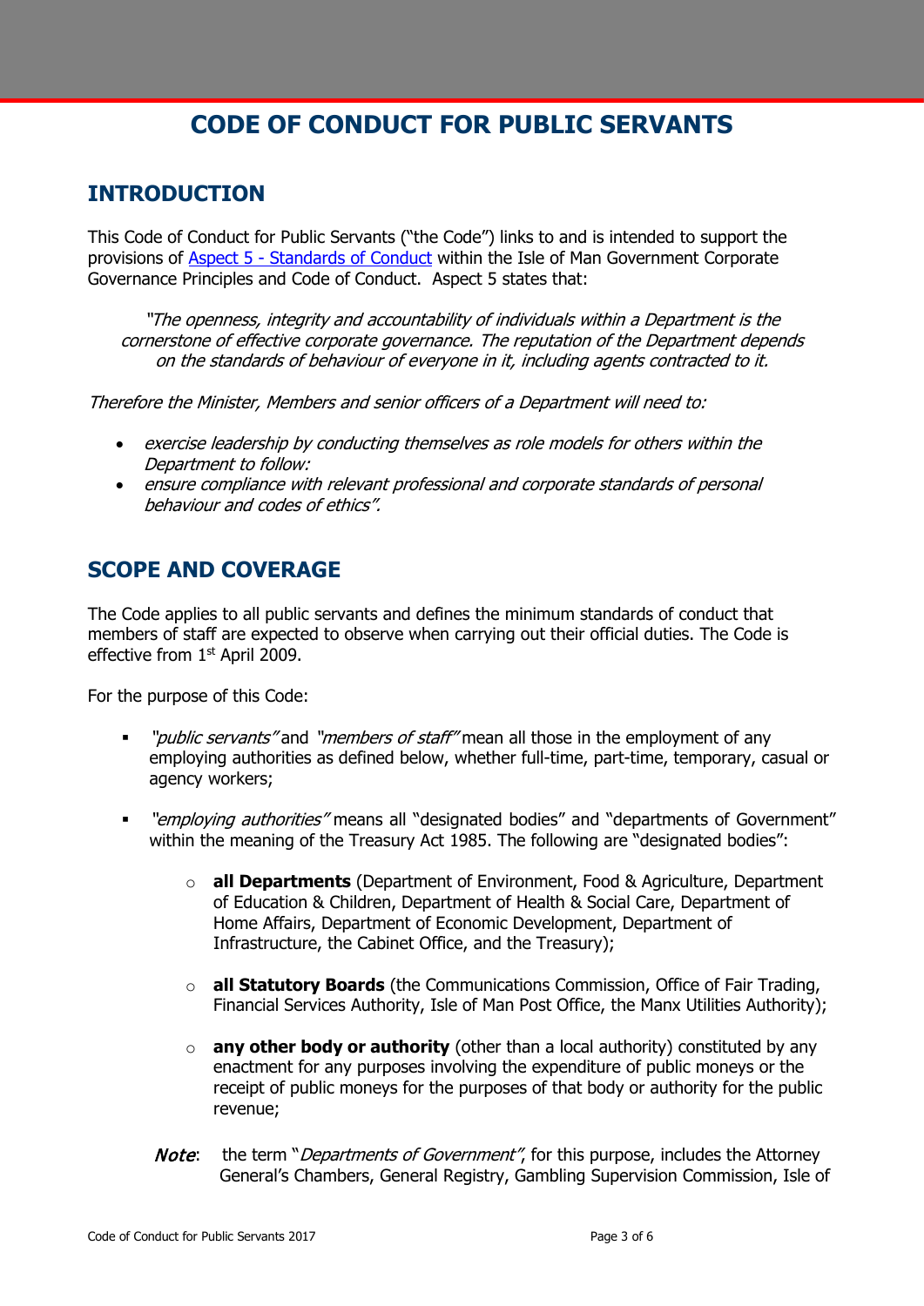# CODE OF CONDUCT FOR PUBLIC SERVANTS

## INTRODUCTION

This Code of Conduct for Public Servants ("the Code") links to and is intended to support the provisions of [Aspect 5 - Standards of Conduct]() within the Isle of Man Government Corporate Governance Principles and Code of Conduct. Aspect 5 states that:

> *"The openness, integrity and accountability of individuals within a Department is the cornerstone of effective corporate governance. The reputation of the Department depends on the standards of behaviour of everyone in it, including agents contracted to it.*

*Therefore the Minister, Members and senior officers of a Department will need to:*

- *exercise leadership by conducting themselves as role models for others within the Department to follow:*
- *ensure compliance with relevant professional and corporate standards of personal behaviour and codes of ethics".*

## SCOPE AND COVERAGE

The Code applies to all public servants and defines the minimum standards of conduct that members of staff are expected to observe when carrying out their official duties. The Code is effective from 1st April 2009.

For the purpose of this Code:

- *"public servants"* and *"members of staff"* mean all those in the employment of any employing authorities as defined below, whether full-time, part-time, temporary, casual or agency workers;

- *"employing authorities"* means all "designated bodies" and "departments of Government" within the meaning of the Treasury Act 1985. The following are "designated bodies":

  - **all Departments** (Department of Environment, Food & Agriculture, Department of Education & Children, Department of Health & Social Care, Department of Home Affairs, Department of Economic Development, Department of Infrastructure, the Cabinet Office, and the Treasury);

  - **all Statutory Boards** (the Communications Commission, Office of Fair Trading, Financial Services Authority, Isle of Man Post Office, the Manx Utilities Authority);

  - **any other body or authority** (other than a local authority) constituted by any enactment for any purposes involving the expenditure of public moneys or the receipt of public moneys for the purposes of that body or authority for the public revenue;

  ***Note***: the term "*Departments of Government*", for this purpose, includes the Attorney General's Chambers, General Registry, Gambling Supervision Commission, Isle of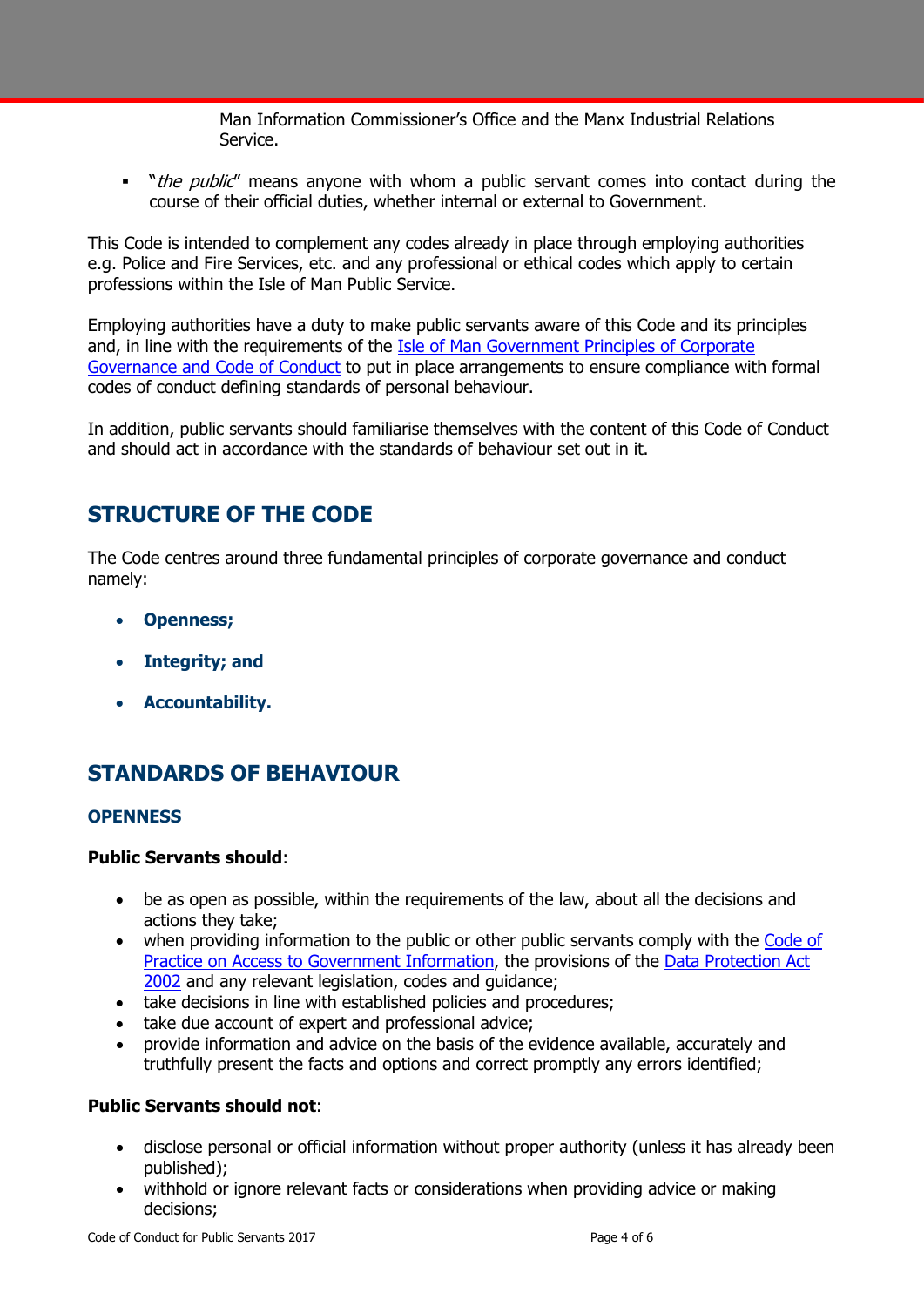Man Information Commissioner's Office and the Manx Industrial Relations Service.

- "*the public*" means anyone with whom a public servant comes into contact during the course of their official duties, whether internal or external to Government.

This Code is intended to complement any codes already in place through employing authorities e.g. Police and Fire Services, etc. and any professional or ethical codes which apply to certain professions within the Isle of Man Public Service.

Employing authorities have a duty to make public servants aware of this Code and its principles and, in line with the requirements of the Isle of Man Government Principles of Corporate Governance and Code of Conduct to put in place arrangements to ensure compliance with formal codes of conduct defining standards of personal behaviour.

In addition, public servants should familiarise themselves with the content of this Code of Conduct and should act in accordance with the standards of behaviour set out in it.

## STRUCTURE OF THE CODE

The Code centres around three fundamental principles of corporate governance and conduct namely:

- **Openness;**
- **Integrity; and**
- **Accountability.**

## STANDARDS OF BEHAVIOUR

### OPENNESS

**Public Servants should**:

- be as open as possible, within the requirements of the law, about all the decisions and actions they take;
- when providing information to the public or other public servants comply with the Code of Practice on Access to Government Information, the provisions of the Data Protection Act 2002 and any relevant legislation, codes and guidance;
- take decisions in line with established policies and procedures;
- take due account of expert and professional advice;
- provide information and advice on the basis of the evidence available, accurately and truthfully present the facts and options and correct promptly any errors identified;

**Public Servants should not**:

- disclose personal or official information without proper authority (unless it has already been published);
- withhold or ignore relevant facts or considerations when providing advice or making decisions;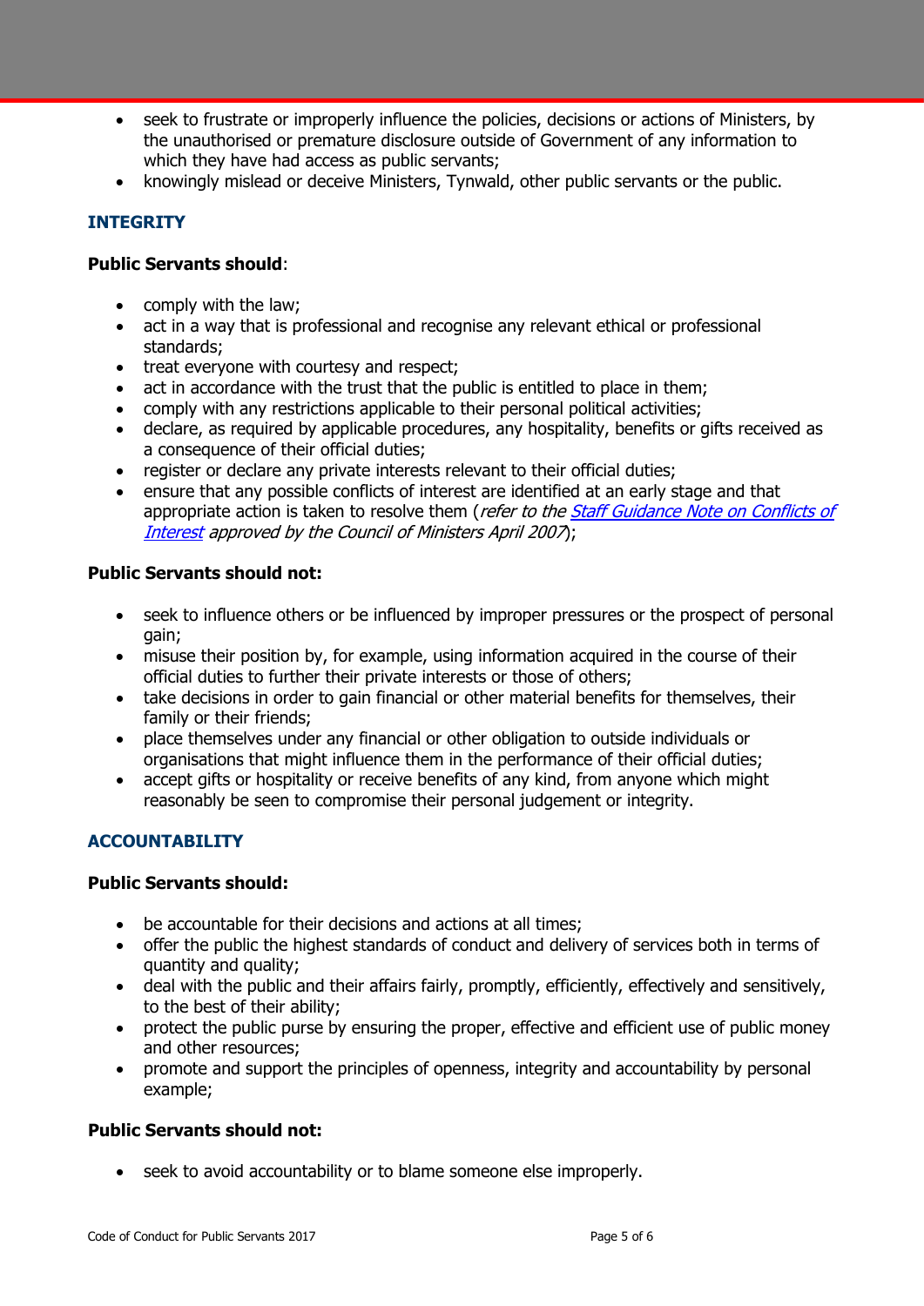- seek to frustrate or improperly influence the policies, decisions or actions of Ministers, by the unauthorised or premature disclosure outside of Government of any information to which they have had access as public servants;
- knowingly mislead or deceive Ministers, Tynwald, other public servants or the public.

## INTEGRITY

**Public Servants should**:

- comply with the law;
- act in a way that is professional and recognise any relevant ethical or professional standards;
- treat everyone with courtesy and respect;
- act in accordance with the trust that the public is entitled to place in them;
- comply with any restrictions applicable to their personal political activities;
- declare, as required by applicable procedures, any hospitality, benefits or gifts received as a consequence of their official duties;
- register or declare any private interests relevant to their official duties;
- ensure that any possible conflicts of interest are identified at an early stage and that appropriate action is taken to resolve them (*refer to the Staff Guidance Note on Conflicts of Interest approved by the Council of Ministers April 2007*);

**Public Servants should not:**

- seek to influence others or be influenced by improper pressures or the prospect of personal gain;
- misuse their position by, for example, using information acquired in the course of their official duties to further their private interests or those of others;
- take decisions in order to gain financial or other material benefits for themselves, their family or their friends;
- place themselves under any financial or other obligation to outside individuals or organisations that might influence them in the performance of their official duties;
- accept gifts or hospitality or receive benefits of any kind, from anyone which might reasonably be seen to compromise their personal judgement or integrity.

## ACCOUNTABILITY

**Public Servants should:**

- be accountable for their decisions and actions at all times;
- offer the public the highest standards of conduct and delivery of services both in terms of quantity and quality;
- deal with the public and their affairs fairly, promptly, efficiently, effectively and sensitively, to the best of their ability;
- protect the public purse by ensuring the proper, effective and efficient use of public money and other resources;
- promote and support the principles of openness, integrity and accountability by personal example;

**Public Servants should not:**

- seek to avoid accountability or to blame someone else improperly.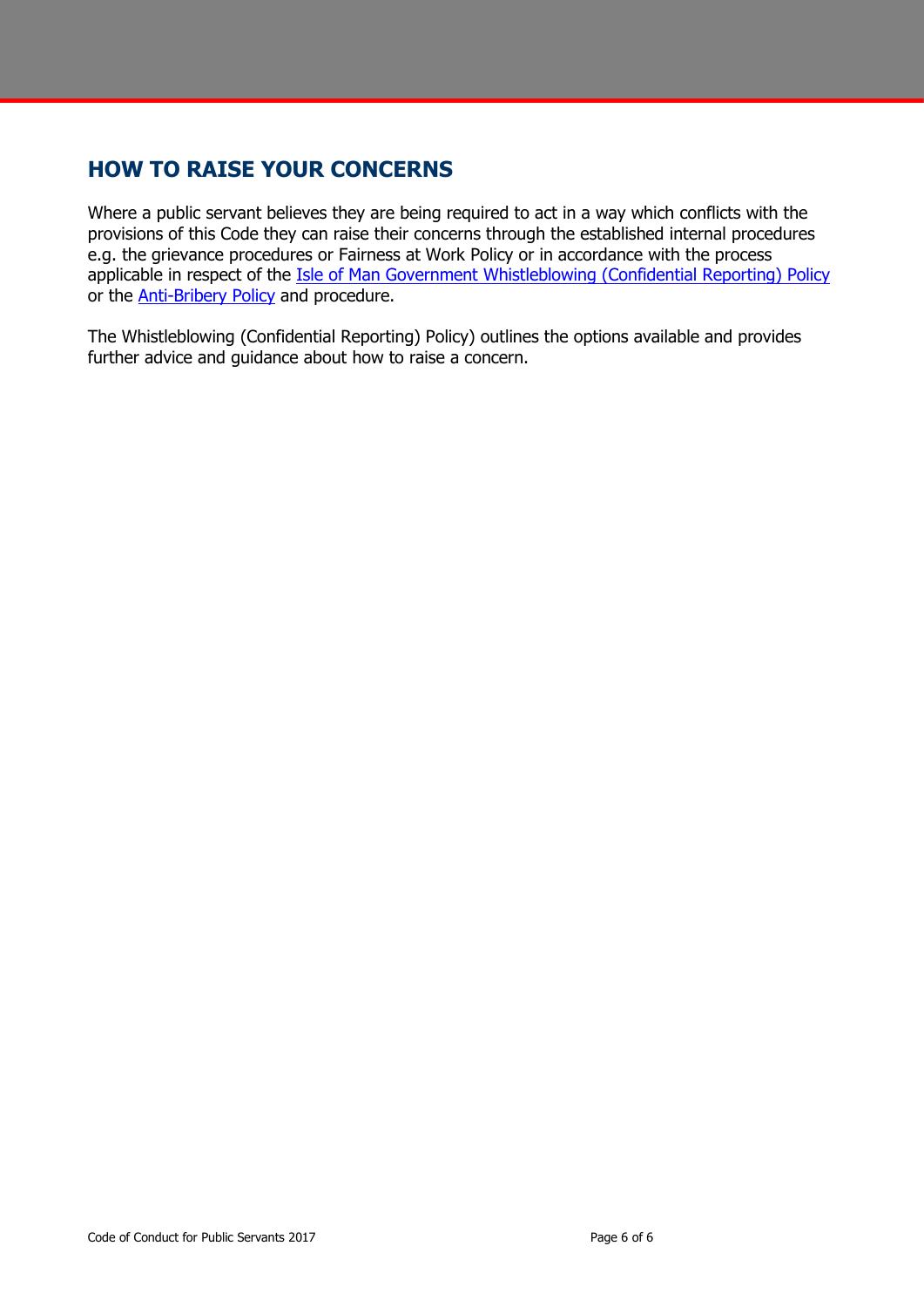## HOW TO RAISE YOUR CONCERNS

Where a public servant believes they are being required to act in a way which conflicts with the provisions of this Code they can raise their concerns through the established internal procedures e.g. the grievance procedures or Fairness at Work Policy or in accordance with the process applicable in respect of the Isle of Man Government Whistleblowing (Confidential Reporting) Policy or the Anti-Bribery Policy and procedure.

The Whistleblowing (Confidential Reporting) Policy) outlines the options available and provides further advice and guidance about how to raise a concern.